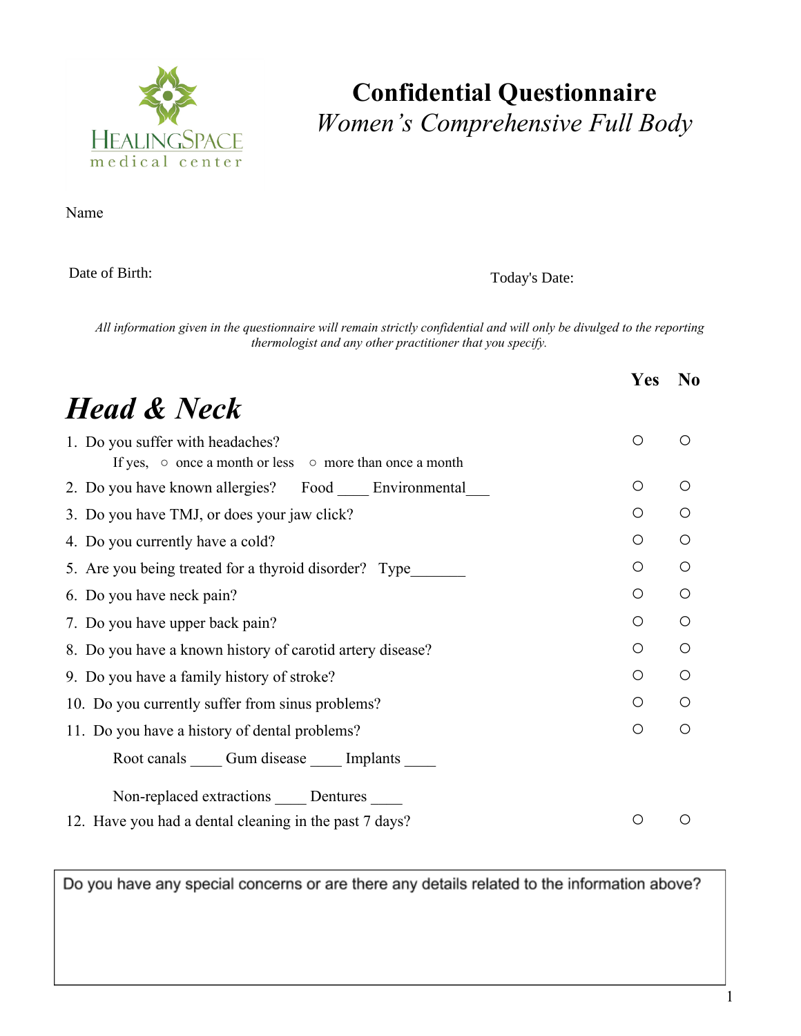HEALINGSPACE
medical center

# Confidential Questionnaire

*Women's Comprehensive Full Body*

Name

Date of Birth: Today's Date:

*All information given in the questionnaire will remain strictly confidential and will only be divulged to the reporting thermologist and any other practitioner that you specify.*

## *Head & Neck*

| | Yes | No |
|---|---|---|
| 1. Do you suffer with headaches? | ○ | ○ |
| If yes, ○ once a month or less ○ more than once a month | | |
| 2. Do you have known allergies? Food ____ Environmental___ | ○ | ○ |
| 3. Do you have TMJ, or does your jaw click? | ○ | ○ |
| 4. Do you currently have a cold? | ○ | ○ |
| 5. Are you being treated for a thyroid disorder? Type_______ | ○ | ○ |
| 6. Do you have neck pain? | ○ | ○ |
| 7. Do you have upper back pain? | ○ | ○ |
| 8. Do you have a known history of carotid artery disease? | ○ | ○ |
| 9. Do you have a family history of stroke? | ○ | ○ |
| 10. Do you currently suffer from sinus problems? | ○ | ○ |
| 11. Do you have a history of dental problems? | ○ | ○ |
| Root canals ____ Gum disease ____ Implants ____ | | |
| Non-replaced extractions ____ Dentures ____ | | |
| 12. Have you had a dental cleaning in the past 7 days? | ○ | ○ |

Do you have any special concerns or are there any details related to the information above?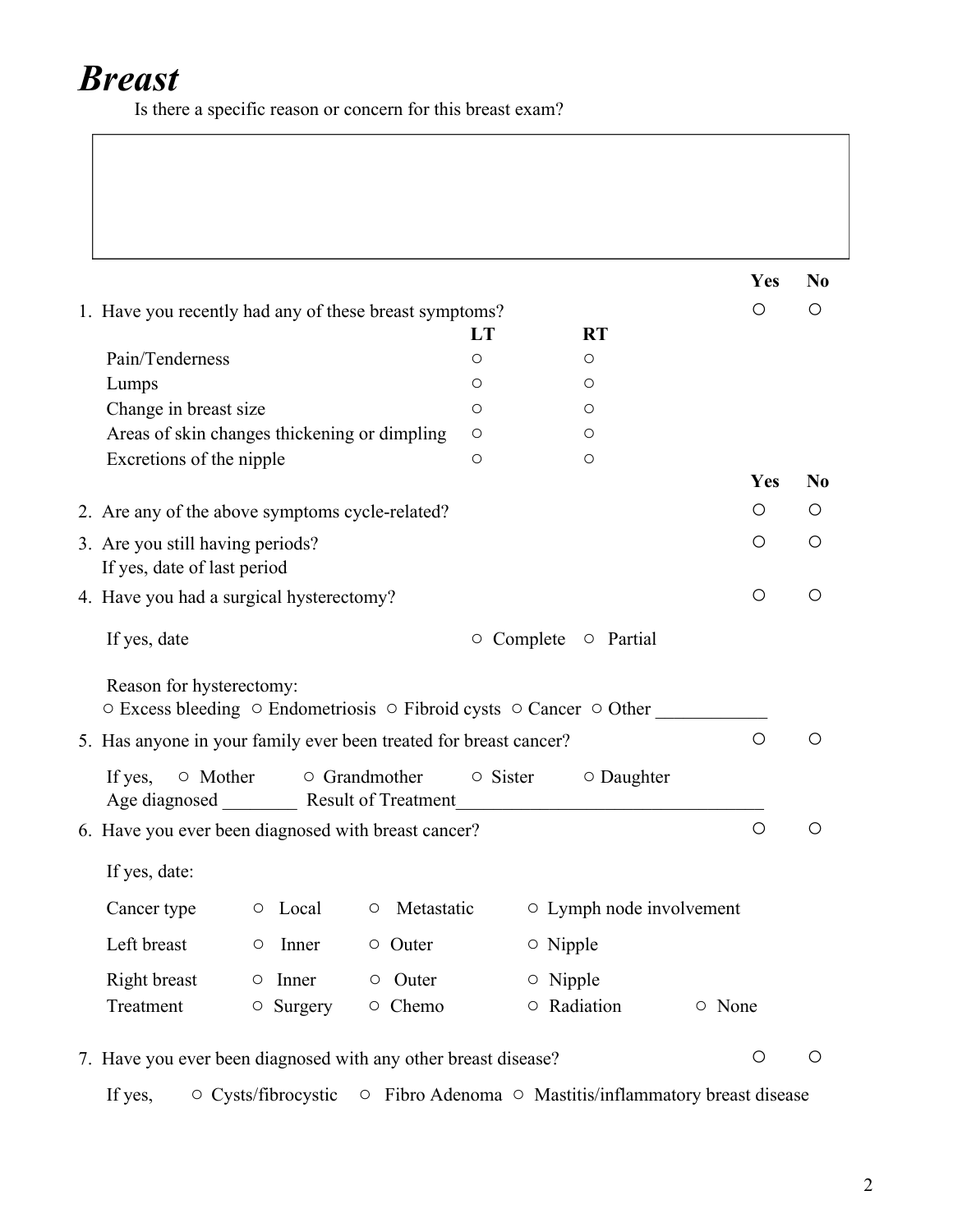# *Breast*

Is there a specific reason or concern for this breast exam?

| |
|---|
| |

| | | | Yes | No |
|---|---|---|---|---|
| 1. Have you recently had any of these breast symptoms? | | | ○ | ○ |
| | **LT** | **RT** | | |
| Pain/Tenderness | ○ | ○ | | |
| Lumps | ○ | ○ | | |
| Change in breast size | ○ | ○ | | |
| Areas of skin changes thickening or dimpling | ○ | ○ | | |
| Excretions of the nipple | ○ | ○ | | |

| | Yes | No |
|---|---|---|
| 2. Are any of the above symptoms cycle-related? | ○ | ○ |
| 3. Are you still having periods? If yes, date of last period | ○ | ○ |
| 4. Have you had a surgical hysterectomy? | ○ | ○ |

If yes, date ○ Complete ○ Partial

Reason for hysterectomy:
○ Excess bleeding ○ Endometriosis ○ Fibroid cysts ○ Cancer ○ Other ____________

| | Yes | No |
|---|---|---|
| 5. Has anyone in your family ever been treated for breast cancer? | ○ | ○ |

If yes, ○ Mother ○ Grandmother ○ Sister ○ Daughter
Age diagnosed ________ Result of Treatment_________________________________

| | Yes | No |
|---|---|---|
| 6. Have you ever been diagnosed with breast cancer? | ○ | ○ |

If yes, date:

| | | | | |
|---|---|---|---|---|
| Cancer type | ○ Local | ○ Metastatic | ○ Lymph node involvement | |
| Left breast | ○ Inner | ○ Outer | ○ Nipple | |
| Right breast | ○ Inner | ○ Outer | ○ Nipple | |
| Treatment | ○ Surgery | ○ Chemo | ○ Radiation | ○ None |

| | Yes | No |
|---|---|---|
| 7. Have you ever been diagnosed with any other breast disease? | ○ | ○ |

If yes, ○ Cysts/fibrocystic ○ Fibro Adenoma ○ Mastitis/inflammatory breast disease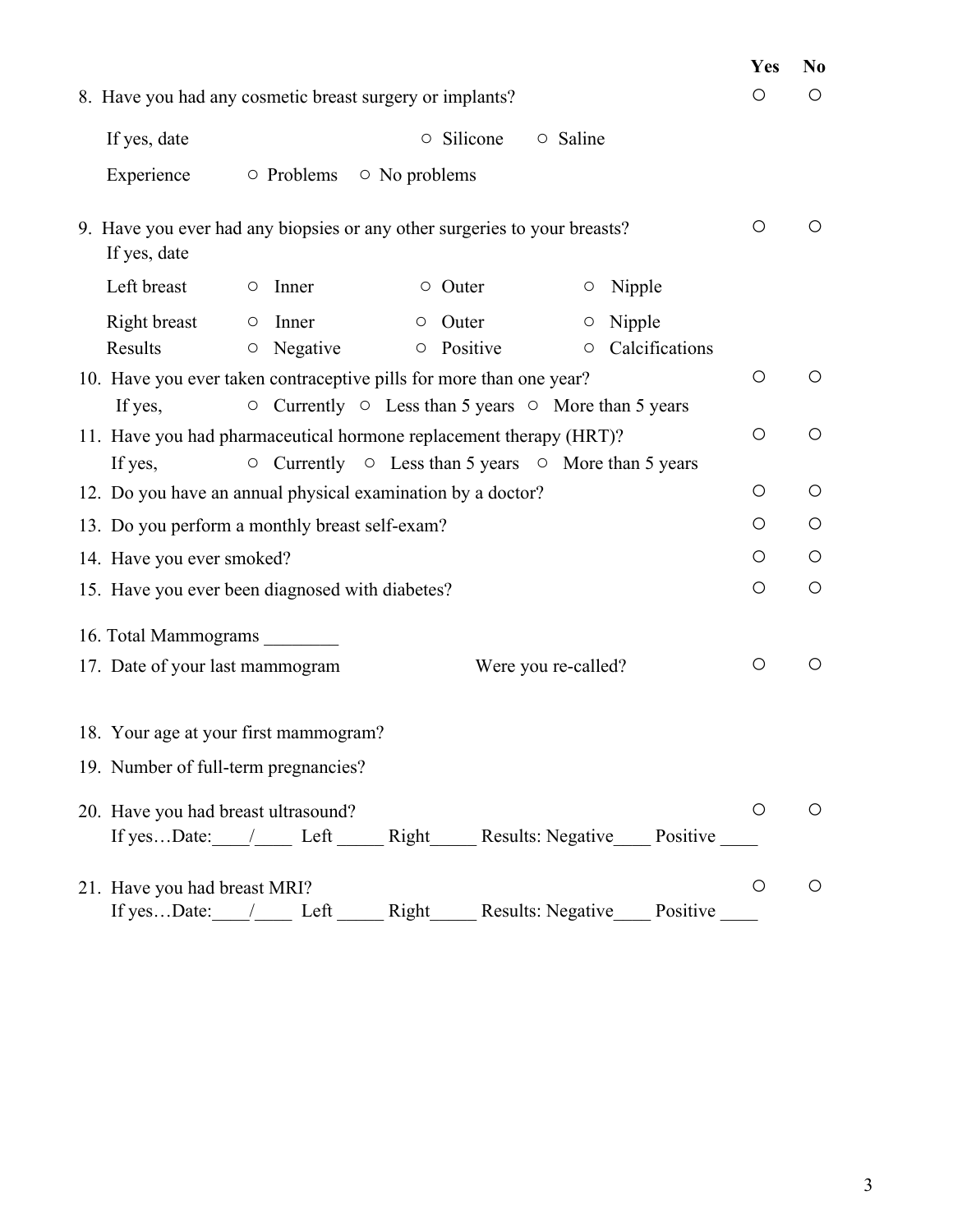| | Yes | No |
|---|---|---|
| 8. Have you had any cosmetic breast surgery or implants? | ○ | ○ |
| If yes, date ○ Silicone ○ Saline | | |
| Experience ○ Problems ○ No problems | | |
| 9. Have you ever had any biopsies or any other surgeries to your breasts? If yes, date | ○ | ○ |
| Left breast ○ Inner ○ Outer ○ Nipple | | |
| Right breast ○ Inner ○ Outer ○ Nipple | | |
| Results ○ Negative ○ Positive ○ Calcifications | | |
| 10. Have you ever taken contraceptive pills for more than one year? | ○ | ○ |
| If yes, ○ Currently ○ Less than 5 years ○ More than 5 years | | |
| 11. Have you had pharmaceutical hormone replacement therapy (HRT)? | ○ | ○ |
| If yes, ○ Currently ○ Less than 5 years ○ More than 5 years | | |
| 12. Do you have an annual physical examination by a doctor? | ○ | ○ |
| 13. Do you perform a monthly breast self-exam? | ○ | ○ |
| 14. Have you ever smoked? | ○ | ○ |
| 15. Have you ever been diagnosed with diabetes? | ○ | ○ |
| 16. Total Mammograms ________ | | |
| 17. Date of your last mammogram Were you re-called? | ○ | ○ |
| 18. Your age at your first mammogram? | | |
| 19. Number of full-term pregnancies? | | |
| 20. Have you had breast ultrasound? | ○ | ○ |
| If yes…Date:____/____ Left _____ Right_____ Results: Negative____ Positive ____ | | |
| 21. Have you had breast MRI? | ○ | ○ |
| If yes…Date:____/____ Left _____ Right_____ Results: Negative____ Positive ____ | | |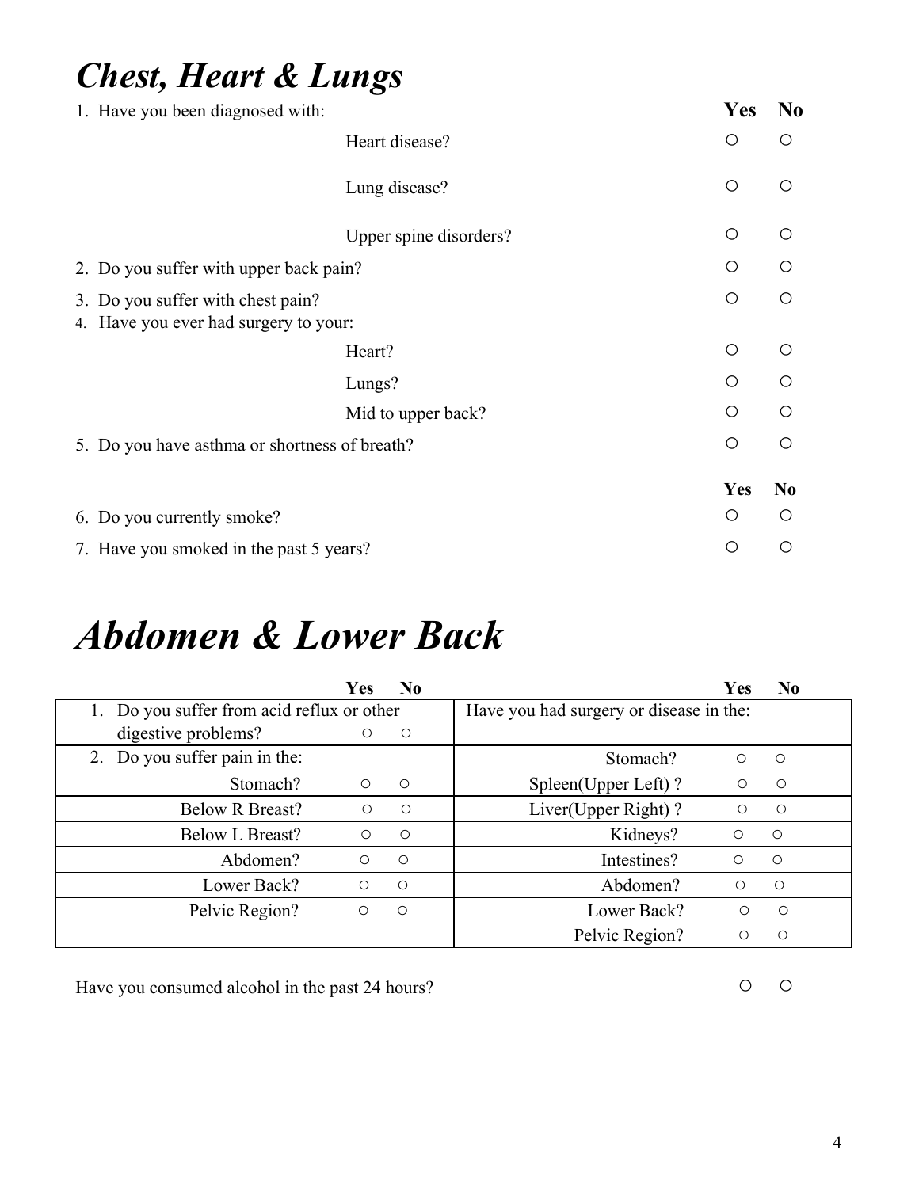# *Chest, Heart & Lungs*

| | Yes | No |
|---|---|---|
| 1. Have you been diagnosed with: | | |
| Heart disease? | ○ | ○ |
| Lung disease? | ○ | ○ |
| Upper spine disorders? | ○ | ○ |
| 2. Do you suffer with upper back pain? | ○ | ○ |
| 3. Do you suffer with chest pain? | ○ | ○ |
| 4. Have you ever had surgery to your: | | |
| Heart? | ○ | ○ |
| Lungs? | ○ | ○ |
| Mid to upper back? | ○ | ○ |
| 5. Do you have asthma or shortness of breath? | ○ | ○ |

| | Yes | No |
|---|---|---|
| 6. Do you currently smoke? | ○ | ○ |
| 7. Have you smoked in the past 5 years? | ○ | ○ |

# *Abdomen & Lower Back*

| | Yes | No | | Yes | No |
|---|---|---|---|---|---|
| 1. Do you suffer from acid reflux or other digestive problems? | ○ | ○ | Have you had surgery or disease in the: | | |
| 2. Do you suffer pain in the: | | | Stomach? | ○ | ○ |
| Stomach? | ○ | ○ | Spleen(Upper Left) ? | ○ | ○ |
| Below R Breast? | ○ | ○ | Liver(Upper Right) ? | ○ | ○ |
| Below L Breast? | ○ | ○ | Kidneys? | ○ | ○ |
| Abdomen? | ○ | ○ | Intestines? | ○ | ○ |
| Lower Back? | ○ | ○ | Abdomen? | ○ | ○ |
| Pelvic Region? | ○ | ○ | Lower Back? | ○ | ○ |
| | | | Pelvic Region? | ○ | ○ |

| | Yes | No |
|---|---|---|
| Have you consumed alcohol in the past 24 hours? | ○ | ○ |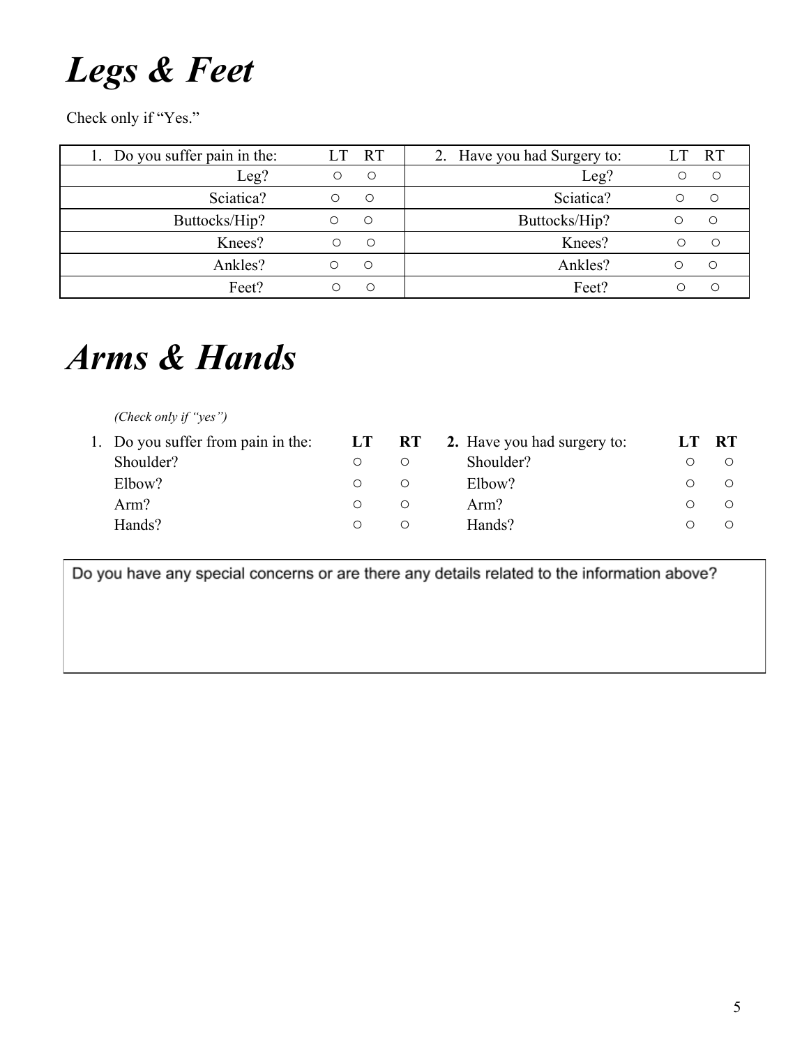# *Legs & Feet*

Check only if "Yes."

| 1. Do you suffer pain in the: | LT | RT | 2. Have you had Surgery to: | LT | RT |
|---|---|---|---|---|---|
| Leg? | ○ | ○ | Leg? | ○ | ○ |
| Sciatica? | ○ | ○ | Sciatica? | ○ | ○ |
| Buttocks/Hip? | ○ | ○ | Buttocks/Hip? | ○ | ○ |
| Knees? | ○ | ○ | Knees? | ○ | ○ |
| Ankles? | ○ | ○ | Ankles? | ○ | ○ |
| Feet? | ○ | ○ | Feet? | ○ | ○ |

# *Arms & Hands*

*(Check only if "yes")*

| 1. Do you suffer from pain in the: | **LT** | **RT** | **2.** Have you had surgery to: | **LT** | **RT** |
|---|---|---|---|---|---|
| Shoulder? | ○ | ○ | Shoulder? | ○ | ○ |
| Elbow? | ○ | ○ | Elbow? | ○ | ○ |
| Arm? | ○ | ○ | Arm? | ○ | ○ |
| Hands? | ○ | ○ | Hands? | ○ | ○ |

| Do you have any special concerns or are there any details related to the information above? |
|---|
| |